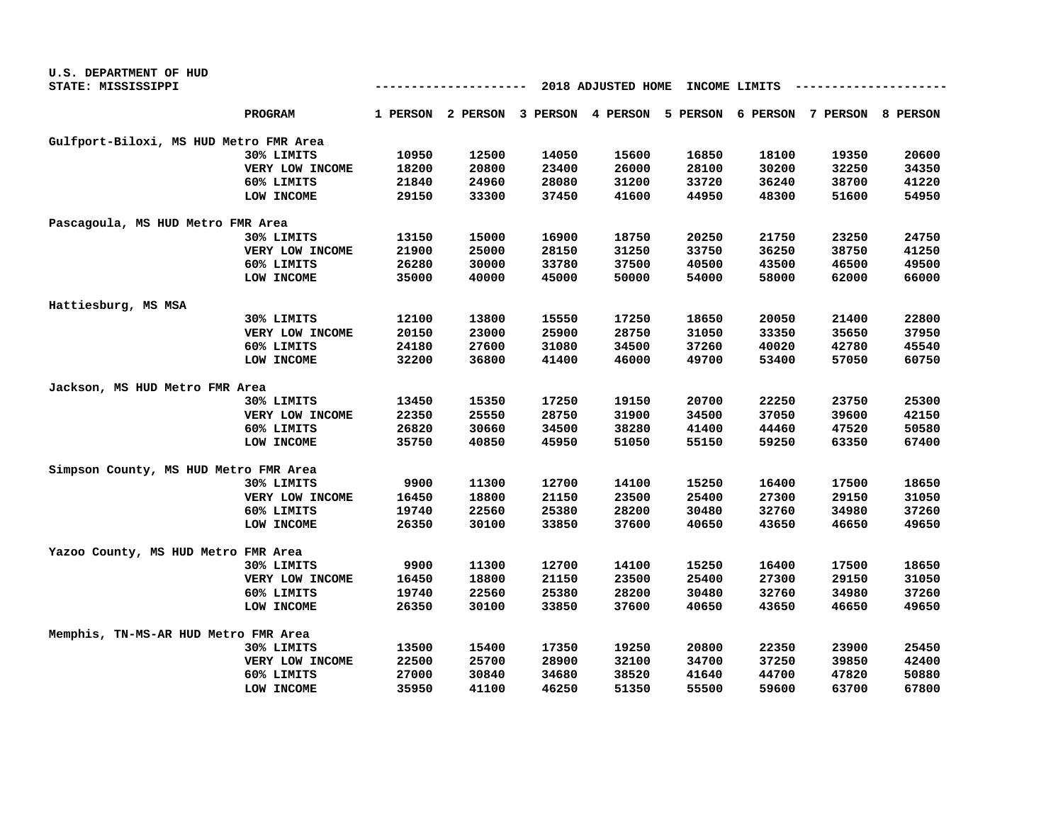U.S. DEPARTMENT OF HUD
STATE: MISSISSIPPI

## 2018 ADJUSTED HOME INCOME LIMITS

| PROGRAM | 1 PERSON | 2 PERSON | 3 PERSON | 4 PERSON | 5 PERSON | 6 PERSON | 7 PERSON | 8 PERSON |
|---|---|---|---|---|---|---|---|---|
| **Gulfport-Biloxi, MS HUD Metro FMR Area** | | | | | | | | |
| 30% LIMITS | 10950 | 12500 | 14050 | 15600 | 16850 | 18100 | 19350 | 20600 |
| VERY LOW INCOME | 18200 | 20800 | 23400 | 26000 | 28100 | 30200 | 32250 | 34350 |
| 60% LIMITS | 21840 | 24960 | 28080 | 31200 | 33720 | 36240 | 38700 | 41220 |
| LOW INCOME | 29150 | 33300 | 37450 | 41600 | 44950 | 48300 | 51600 | 54950 |
| **Pascagoula, MS HUD Metro FMR Area** | | | | | | | | |
| 30% LIMITS | 13150 | 15000 | 16900 | 18750 | 20250 | 21750 | 23250 | 24750 |
| VERY LOW INCOME | 21900 | 25000 | 28150 | 31250 | 33750 | 36250 | 38750 | 41250 |
| 60% LIMITS | 26280 | 30000 | 33780 | 37500 | 40500 | 43500 | 46500 | 49500 |
| LOW INCOME | 35000 | 40000 | 45000 | 50000 | 54000 | 58000 | 62000 | 66000 |
| **Hattiesburg, MS MSA** | | | | | | | | |
| 30% LIMITS | 12100 | 13800 | 15550 | 17250 | 18650 | 20050 | 21400 | 22800 |
| VERY LOW INCOME | 20150 | 23000 | 25900 | 28750 | 31050 | 33350 | 35650 | 37950 |
| 60% LIMITS | 24180 | 27600 | 31080 | 34500 | 37260 | 40020 | 42780 | 45540 |
| LOW INCOME | 32200 | 36800 | 41400 | 46000 | 49700 | 53400 | 57050 | 60750 |
| **Jackson, MS HUD Metro FMR Area** | | | | | | | | |
| 30% LIMITS | 13450 | 15350 | 17250 | 19150 | 20700 | 22250 | 23750 | 25300 |
| VERY LOW INCOME | 22350 | 25550 | 28750 | 31900 | 34500 | 37050 | 39600 | 42150 |
| 60% LIMITS | 26820 | 30660 | 34500 | 38280 | 41400 | 44460 | 47520 | 50580 |
| LOW INCOME | 35750 | 40850 | 45950 | 51050 | 55150 | 59250 | 63350 | 67400 |
| **Simpson County, MS HUD Metro FMR Area** | | | | | | | | |
| 30% LIMITS | 9900 | 11300 | 12700 | 14100 | 15250 | 16400 | 17500 | 18650 |
| VERY LOW INCOME | 16450 | 18800 | 21150 | 23500 | 25400 | 27300 | 29150 | 31050 |
| 60% LIMITS | 19740 | 22560 | 25380 | 28200 | 30480 | 32760 | 34980 | 37260 |
| LOW INCOME | 26350 | 30100 | 33850 | 37600 | 40650 | 43650 | 46650 | 49650 |
| **Yazoo County, MS HUD Metro FMR Area** | | | | | | | | |
| 30% LIMITS | 9900 | 11300 | 12700 | 14100 | 15250 | 16400 | 17500 | 18650 |
| VERY LOW INCOME | 16450 | 18800 | 21150 | 23500 | 25400 | 27300 | 29150 | 31050 |
| 60% LIMITS | 19740 | 22560 | 25380 | 28200 | 30480 | 32760 | 34980 | 37260 |
| LOW INCOME | 26350 | 30100 | 33850 | 37600 | 40650 | 43650 | 46650 | 49650 |
| **Memphis, TN-MS-AR HUD Metro FMR Area** | | | | | | | | |
| 30% LIMITS | 13500 | 15400 | 17350 | 19250 | 20800 | 22350 | 23900 | 25450 |
| VERY LOW INCOME | 22500 | 25700 | 28900 | 32100 | 34700 | 37250 | 39850 | 42400 |
| 60% LIMITS | 27000 | 30840 | 34680 | 38520 | 41640 | 44700 | 47820 | 50880 |
| LOW INCOME | 35950 | 41100 | 46250 | 51350 | 55500 | 59600 | 63700 | 67800 |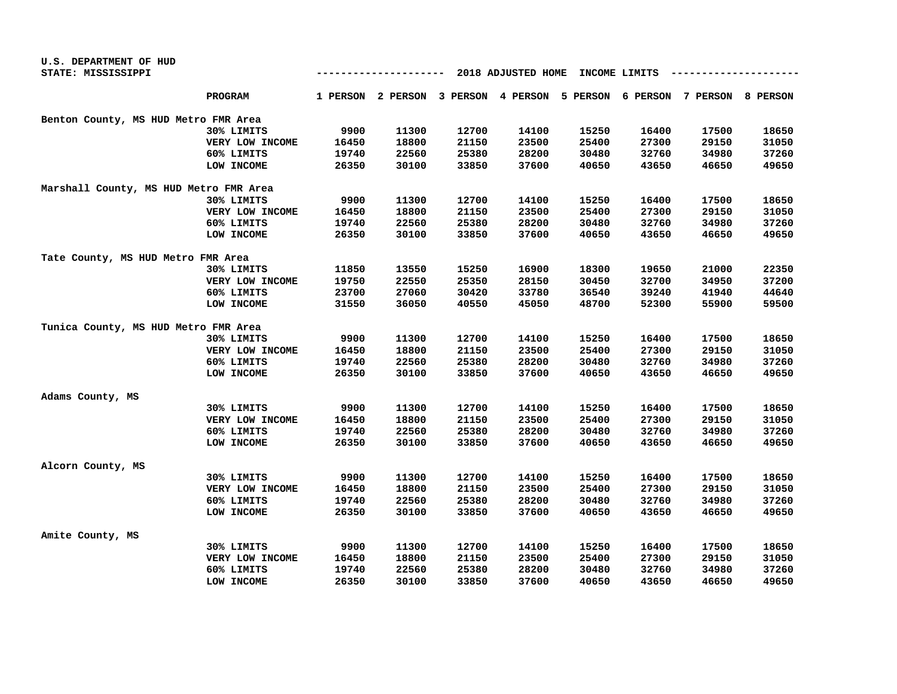U.S. DEPARTMENT OF HUD
STATE: MISSISSIPPI

-------------------- 2018 ADJUSTED HOME INCOME LIMITS --------------------

| | PROGRAM | 1 PERSON | 2 PERSON | 3 PERSON | 4 PERSON | 5 PERSON | 6 PERSON | 7 PERSON | 8 PERSON |
|---|---|---|---|---|---|---|---|---|---|
| Benton County, MS HUD Metro FMR Area | | | | | | | | | |
| | 30% LIMITS | 9900 | 11300 | 12700 | 14100 | 15250 | 16400 | 17500 | 18650 |
| | VERY LOW INCOME | 16450 | 18800 | 21150 | 23500 | 25400 | 27300 | 29150 | 31050 |
| | 60% LIMITS | 19740 | 22560 | 25380 | 28200 | 30480 | 32760 | 34980 | 37260 |
| | LOW INCOME | 26350 | 30100 | 33850 | 37600 | 40650 | 43650 | 46650 | 49650 |
| Marshall County, MS HUD Metro FMR Area | | | | | | | | | |
| | 30% LIMITS | 9900 | 11300 | 12700 | 14100 | 15250 | 16400 | 17500 | 18650 |
| | VERY LOW INCOME | 16450 | 18800 | 21150 | 23500 | 25400 | 27300 | 29150 | 31050 |
| | 60% LIMITS | 19740 | 22560 | 25380 | 28200 | 30480 | 32760 | 34980 | 37260 |
| | LOW INCOME | 26350 | 30100 | 33850 | 37600 | 40650 | 43650 | 46650 | 49650 |
| Tate County, MS HUD Metro FMR Area | | | | | | | | | |
| | 30% LIMITS | 11850 | 13550 | 15250 | 16900 | 18300 | 19650 | 21000 | 22350 |
| | VERY LOW INCOME | 19750 | 22550 | 25350 | 28150 | 30450 | 32700 | 34950 | 37200 |
| | 60% LIMITS | 23700 | 27060 | 30420 | 33780 | 36540 | 39240 | 41940 | 44640 |
| | LOW INCOME | 31550 | 36050 | 40550 | 45050 | 48700 | 52300 | 55900 | 59500 |
| Tunica County, MS HUD Metro FMR Area | | | | | | | | | |
| | 30% LIMITS | 9900 | 11300 | 12700 | 14100 | 15250 | 16400 | 17500 | 18650 |
| | VERY LOW INCOME | 16450 | 18800 | 21150 | 23500 | 25400 | 27300 | 29150 | 31050 |
| | 60% LIMITS | 19740 | 22560 | 25380 | 28200 | 30480 | 32760 | 34980 | 37260 |
| | LOW INCOME | 26350 | 30100 | 33850 | 37600 | 40650 | 43650 | 46650 | 49650 |
| Adams County, MS | | | | | | | | | |
| | 30% LIMITS | 9900 | 11300 | 12700 | 14100 | 15250 | 16400 | 17500 | 18650 |
| | VERY LOW INCOME | 16450 | 18800 | 21150 | 23500 | 25400 | 27300 | 29150 | 31050 |
| | 60% LIMITS | 19740 | 22560 | 25380 | 28200 | 30480 | 32760 | 34980 | 37260 |
| | LOW INCOME | 26350 | 30100 | 33850 | 37600 | 40650 | 43650 | 46650 | 49650 |
| Alcorn County, MS | | | | | | | | | |
| | 30% LIMITS | 9900 | 11300 | 12700 | 14100 | 15250 | 16400 | 17500 | 18650 |
| | VERY LOW INCOME | 16450 | 18800 | 21150 | 23500 | 25400 | 27300 | 29150 | 31050 |
| | 60% LIMITS | 19740 | 22560 | 25380 | 28200 | 30480 | 32760 | 34980 | 37260 |
| | LOW INCOME | 26350 | 30100 | 33850 | 37600 | 40650 | 43650 | 46650 | 49650 |
| Amite County, MS | | | | | | | | | |
| | 30% LIMITS | 9900 | 11300 | 12700 | 14100 | 15250 | 16400 | 17500 | 18650 |
| | VERY LOW INCOME | 16450 | 18800 | 21150 | 23500 | 25400 | 27300 | 29150 | 31050 |
| | 60% LIMITS | 19740 | 22560 | 25380 | 28200 | 30480 | 32760 | 34980 | 37260 |
| | LOW INCOME | 26350 | 30100 | 33850 | 37600 | 40650 | 43650 | 46650 | 49650 |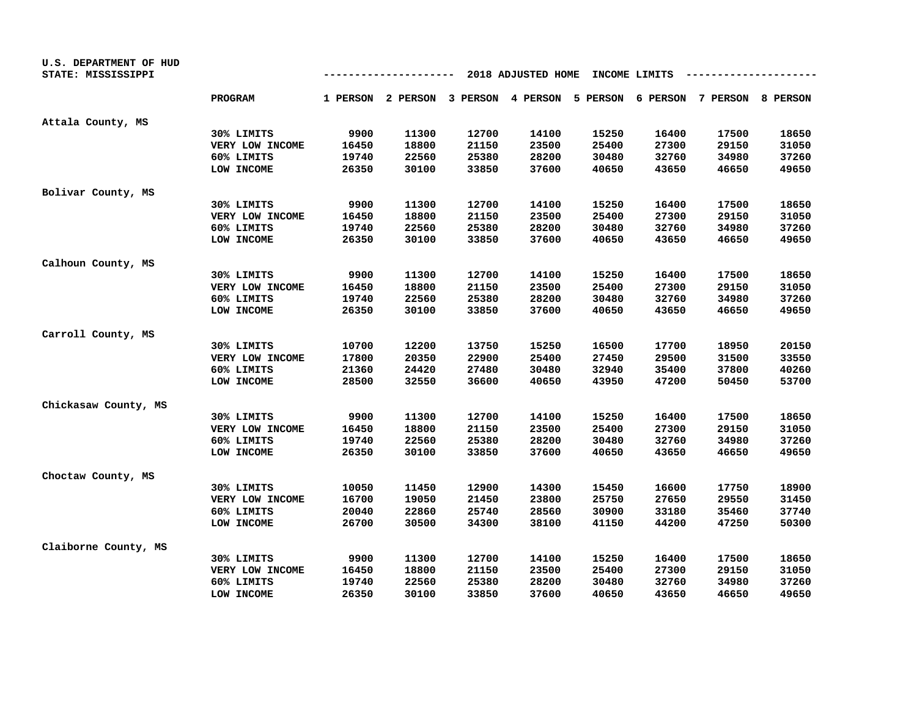U.S. DEPARTMENT OF HUD
STATE: MISSISSIPPI

## 2018 ADJUSTED HOME INCOME LIMITS

| | PROGRAM | 1 PERSON | 2 PERSON | 3 PERSON | 4 PERSON | 5 PERSON | 6 PERSON | 7 PERSON | 8 PERSON |
|---|---|---|---|---|---|---|---|---|---|
| Attala County, MS | | | | | | | | | |
| | 30% LIMITS | 9900 | 11300 | 12700 | 14100 | 15250 | 16400 | 17500 | 18650 |
| | VERY LOW INCOME | 16450 | 18800 | 21150 | 23500 | 25400 | 27300 | 29150 | 31050 |
| | 60% LIMITS | 19740 | 22560 | 25380 | 28200 | 30480 | 32760 | 34980 | 37260 |
| | LOW INCOME | 26350 | 30100 | 33850 | 37600 | 40650 | 43650 | 46650 | 49650 |
| Bolivar County, MS | | | | | | | | | |
| | 30% LIMITS | 9900 | 11300 | 12700 | 14100 | 15250 | 16400 | 17500 | 18650 |
| | VERY LOW INCOME | 16450 | 18800 | 21150 | 23500 | 25400 | 27300 | 29150 | 31050 |
| | 60% LIMITS | 19740 | 22560 | 25380 | 28200 | 30480 | 32760 | 34980 | 37260 |
| | LOW INCOME | 26350 | 30100 | 33850 | 37600 | 40650 | 43650 | 46650 | 49650 |
| Calhoun County, MS | | | | | | | | | |
| | 30% LIMITS | 9900 | 11300 | 12700 | 14100 | 15250 | 16400 | 17500 | 18650 |
| | VERY LOW INCOME | 16450 | 18800 | 21150 | 23500 | 25400 | 27300 | 29150 | 31050 |
| | 60% LIMITS | 19740 | 22560 | 25380 | 28200 | 30480 | 32760 | 34980 | 37260 |
| | LOW INCOME | 26350 | 30100 | 33850 | 37600 | 40650 | 43650 | 46650 | 49650 |
| Carroll County, MS | | | | | | | | | |
| | 30% LIMITS | 10700 | 12200 | 13750 | 15250 | 16500 | 17700 | 18950 | 20150 |
| | VERY LOW INCOME | 17800 | 20350 | 22900 | 25400 | 27450 | 29500 | 31500 | 33550 |
| | 60% LIMITS | 21360 | 24420 | 27480 | 30480 | 32940 | 35400 | 37800 | 40260 |
| | LOW INCOME | 28500 | 32550 | 36600 | 40650 | 43950 | 47200 | 50450 | 53700 |
| Chickasaw County, MS | | | | | | | | | |
| | 30% LIMITS | 9900 | 11300 | 12700 | 14100 | 15250 | 16400 | 17500 | 18650 |
| | VERY LOW INCOME | 16450 | 18800 | 21150 | 23500 | 25400 | 27300 | 29150 | 31050 |
| | 60% LIMITS | 19740 | 22560 | 25380 | 28200 | 30480 | 32760 | 34980 | 37260 |
| | LOW INCOME | 26350 | 30100 | 33850 | 37600 | 40650 | 43650 | 46650 | 49650 |
| Choctaw County, MS | | | | | | | | | |
| | 30% LIMITS | 10050 | 11450 | 12900 | 14300 | 15450 | 16600 | 17750 | 18900 |
| | VERY LOW INCOME | 16700 | 19050 | 21450 | 23800 | 25750 | 27650 | 29550 | 31450 |
| | 60% LIMITS | 20040 | 22860 | 25740 | 28560 | 30900 | 33180 | 35460 | 37740 |
| | LOW INCOME | 26700 | 30500 | 34300 | 38100 | 41150 | 44200 | 47250 | 50300 |
| Claiborne County, MS | | | | | | | | | |
| | 30% LIMITS | 9900 | 11300 | 12700 | 14100 | 15250 | 16400 | 17500 | 18650 |
| | VERY LOW INCOME | 16450 | 18800 | 21150 | 23500 | 25400 | 27300 | 29150 | 31050 |
| | 60% LIMITS | 19740 | 22560 | 25380 | 28200 | 30480 | 32760 | 34980 | 37260 |
| | LOW INCOME | 26350 | 30100 | 33850 | 37600 | 40650 | 43650 | 46650 | 49650 |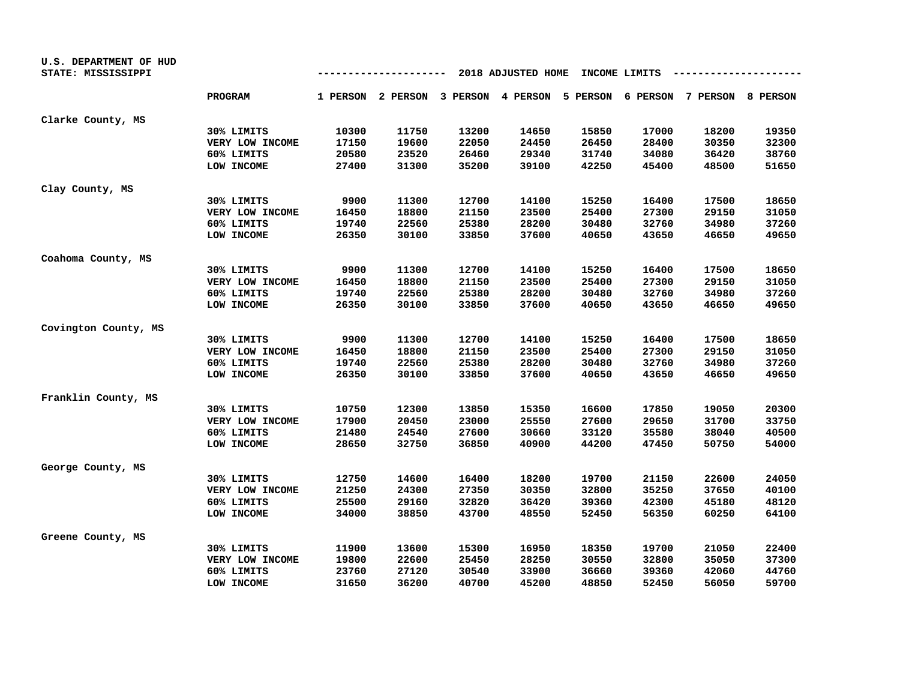U.S. DEPARTMENT OF HUD
STATE: MISSISSIPPI

2018 ADJUSTED HOME INCOME LIMITS

| | PROGRAM | 1 PERSON | 2 PERSON | 3 PERSON | 4 PERSON | 5 PERSON | 6 PERSON | 7 PERSON | 8 PERSON |
|---|---|---|---|---|---|---|---|---|---|
| Clarke County, MS | | | | | | | | | |
| | 30% LIMITS | 10300 | 11750 | 13200 | 14650 | 15850 | 17000 | 18200 | 19350 |
| | VERY LOW INCOME | 17150 | 19600 | 22050 | 24450 | 26450 | 28400 | 30350 | 32300 |
| | 60% LIMITS | 20580 | 23520 | 26460 | 29340 | 31740 | 34080 | 36420 | 38760 |
| | LOW INCOME | 27400 | 31300 | 35200 | 39100 | 42250 | 45400 | 48500 | 51650 |
| Clay County, MS | | | | | | | | | |
| | 30% LIMITS | 9900 | 11300 | 12700 | 14100 | 15250 | 16400 | 17500 | 18650 |
| | VERY LOW INCOME | 16450 | 18800 | 21150 | 23500 | 25400 | 27300 | 29150 | 31050 |
| | 60% LIMITS | 19740 | 22560 | 25380 | 28200 | 30480 | 32760 | 34980 | 37260 |
| | LOW INCOME | 26350 | 30100 | 33850 | 37600 | 40650 | 43650 | 46650 | 49650 |
| Coahoma County, MS | | | | | | | | | |
| | 30% LIMITS | 9900 | 11300 | 12700 | 14100 | 15250 | 16400 | 17500 | 18650 |
| | VERY LOW INCOME | 16450 | 18800 | 21150 | 23500 | 25400 | 27300 | 29150 | 31050 |
| | 60% LIMITS | 19740 | 22560 | 25380 | 28200 | 30480 | 32760 | 34980 | 37260 |
| | LOW INCOME | 26350 | 30100 | 33850 | 37600 | 40650 | 43650 | 46650 | 49650 |
| Covington County, MS | | | | | | | | | |
| | 30% LIMITS | 9900 | 11300 | 12700 | 14100 | 15250 | 16400 | 17500 | 18650 |
| | VERY LOW INCOME | 16450 | 18800 | 21150 | 23500 | 25400 | 27300 | 29150 | 31050 |
| | 60% LIMITS | 19740 | 22560 | 25380 | 28200 | 30480 | 32760 | 34980 | 37260 |
| | LOW INCOME | 26350 | 30100 | 33850 | 37600 | 40650 | 43650 | 46650 | 49650 |
| Franklin County, MS | | | | | | | | | |
| | 30% LIMITS | 10750 | 12300 | 13850 | 15350 | 16600 | 17850 | 19050 | 20300 |
| | VERY LOW INCOME | 17900 | 20450 | 23000 | 25550 | 27600 | 29650 | 31700 | 33750 |
| | 60% LIMITS | 21480 | 24540 | 27600 | 30660 | 33120 | 35580 | 38040 | 40500 |
| | LOW INCOME | 28650 | 32750 | 36850 | 40900 | 44200 | 47450 | 50750 | 54000 |
| George County, MS | | | | | | | | | |
| | 30% LIMITS | 12750 | 14600 | 16400 | 18200 | 19700 | 21150 | 22600 | 24050 |
| | VERY LOW INCOME | 21250 | 24300 | 27350 | 30350 | 32800 | 35250 | 37650 | 40100 |
| | 60% LIMITS | 25500 | 29160 | 32820 | 36420 | 39360 | 42300 | 45180 | 48120 |
| | LOW INCOME | 34000 | 38850 | 43700 | 48550 | 52450 | 56350 | 60250 | 64100 |
| Greene County, MS | | | | | | | | | |
| | 30% LIMITS | 11900 | 13600 | 15300 | 16950 | 18350 | 19700 | 21050 | 22400 |
| | VERY LOW INCOME | 19800 | 22600 | 25450 | 28250 | 30550 | 32800 | 35050 | 37300 |
| | 60% LIMITS | 23760 | 27120 | 30540 | 33900 | 36660 | 39360 | 42060 | 44760 |
| | LOW INCOME | 31650 | 36200 | 40700 | 45200 | 48850 | 52450 | 56050 | 59700 |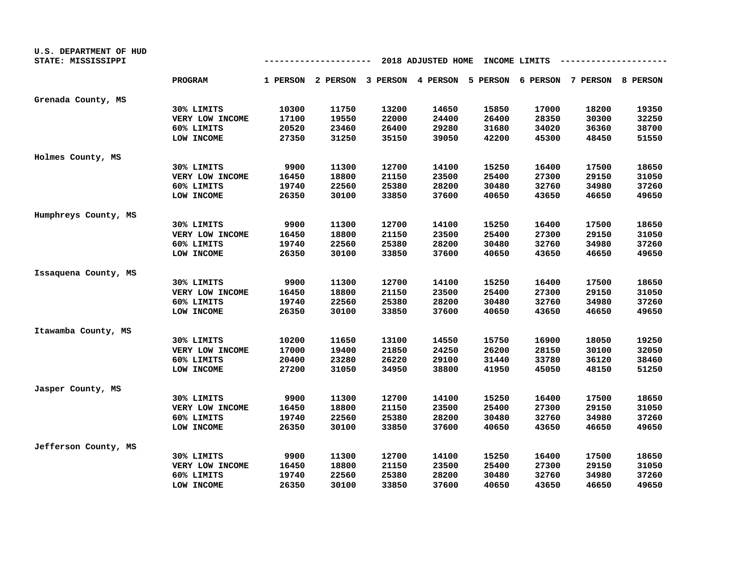U.S. DEPARTMENT OF HUD
STATE: MISSISSIPPI

## 2018 ADJUSTED HOME INCOME LIMITS

| County | PROGRAM | 1 PERSON | 2 PERSON | 3 PERSON | 4 PERSON | 5 PERSON | 6 PERSON | 7 PERSON | 8 PERSON |
|---|---|---|---|---|---|---|---|---|---|
| Grenada County, MS | | | | | | | | | |
| | 30% LIMITS | 10300 | 11750 | 13200 | 14650 | 15850 | 17000 | 18200 | 19350 |
| | VERY LOW INCOME | 17100 | 19550 | 22000 | 24400 | 26400 | 28350 | 30300 | 32250 |
| | 60% LIMITS | 20520 | 23460 | 26400 | 29280 | 31680 | 34020 | 36360 | 38700 |
| | LOW INCOME | 27350 | 31250 | 35150 | 39050 | 42200 | 45300 | 48450 | 51550 |
| Holmes County, MS | | | | | | | | | |
| | 30% LIMITS | 9900 | 11300 | 12700 | 14100 | 15250 | 16400 | 17500 | 18650 |
| | VERY LOW INCOME | 16450 | 18800 | 21150 | 23500 | 25400 | 27300 | 29150 | 31050 |
| | 60% LIMITS | 19740 | 22560 | 25380 | 28200 | 30480 | 32760 | 34980 | 37260 |
| | LOW INCOME | 26350 | 30100 | 33850 | 37600 | 40650 | 43650 | 46650 | 49650 |
| Humphreys County, MS | | | | | | | | | |
| | 30% LIMITS | 9900 | 11300 | 12700 | 14100 | 15250 | 16400 | 17500 | 18650 |
| | VERY LOW INCOME | 16450 | 18800 | 21150 | 23500 | 25400 | 27300 | 29150 | 31050 |
| | 60% LIMITS | 19740 | 22560 | 25380 | 28200 | 30480 | 32760 | 34980 | 37260 |
| | LOW INCOME | 26350 | 30100 | 33850 | 37600 | 40650 | 43650 | 46650 | 49650 |
| Issaquena County, MS | | | | | | | | | |
| | 30% LIMITS | 9900 | 11300 | 12700 | 14100 | 15250 | 16400 | 17500 | 18650 |
| | VERY LOW INCOME | 16450 | 18800 | 21150 | 23500 | 25400 | 27300 | 29150 | 31050 |
| | 60% LIMITS | 19740 | 22560 | 25380 | 28200 | 30480 | 32760 | 34980 | 37260 |
| | LOW INCOME | 26350 | 30100 | 33850 | 37600 | 40650 | 43650 | 46650 | 49650 |
| Itawamba County, MS | | | | | | | | | |
| | 30% LIMITS | 10200 | 11650 | 13100 | 14550 | 15750 | 16900 | 18050 | 19250 |
| | VERY LOW INCOME | 17000 | 19400 | 21850 | 24250 | 26200 | 28150 | 30100 | 32050 |
| | 60% LIMITS | 20400 | 23280 | 26220 | 29100 | 31440 | 33780 | 36120 | 38460 |
| | LOW INCOME | 27200 | 31050 | 34950 | 38800 | 41950 | 45050 | 48150 | 51250 |
| Jasper County, MS | | | | | | | | | |
| | 30% LIMITS | 9900 | 11300 | 12700 | 14100 | 15250 | 16400 | 17500 | 18650 |
| | VERY LOW INCOME | 16450 | 18800 | 21150 | 23500 | 25400 | 27300 | 29150 | 31050 |
| | 60% LIMITS | 19740 | 22560 | 25380 | 28200 | 30480 | 32760 | 34980 | 37260 |
| | LOW INCOME | 26350 | 30100 | 33850 | 37600 | 40650 | 43650 | 46650 | 49650 |
| Jefferson County, MS | | | | | | | | | |
| | 30% LIMITS | 9900 | 11300 | 12700 | 14100 | 15250 | 16400 | 17500 | 18650 |
| | VERY LOW INCOME | 16450 | 18800 | 21150 | 23500 | 25400 | 27300 | 29150 | 31050 |
| | 60% LIMITS | 19740 | 22560 | 25380 | 28200 | 30480 | 32760 | 34980 | 37260 |
| | LOW INCOME | 26350 | 30100 | 33850 | 37600 | 40650 | 43650 | 46650 | 49650 |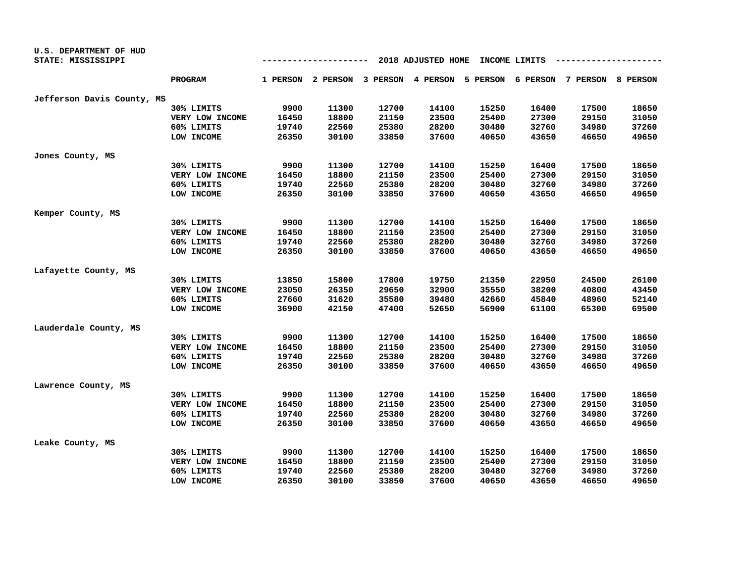U.S. DEPARTMENT OF HUD
STATE: MISSISSIPPI

## 2018 ADJUSTED HOME INCOME LIMITS

| | PROGRAM | 1 PERSON | 2 PERSON | 3 PERSON | 4 PERSON | 5 PERSON | 6 PERSON | 7 PERSON | 8 PERSON |
|---|---|---|---|---|---|---|---|---|---|
| Jefferson Davis County, MS | | | | | | | | | |
| | 30% LIMITS | 9900 | 11300 | 12700 | 14100 | 15250 | 16400 | 17500 | 18650 |
| | VERY LOW INCOME | 16450 | 18800 | 21150 | 23500 | 25400 | 27300 | 29150 | 31050 |
| | 60% LIMITS | 19740 | 22560 | 25380 | 28200 | 30480 | 32760 | 34980 | 37260 |
| | LOW INCOME | 26350 | 30100 | 33850 | 37600 | 40650 | 43650 | 46650 | 49650 |
| Jones County, MS | | | | | | | | | |
| | 30% LIMITS | 9900 | 11300 | 12700 | 14100 | 15250 | 16400 | 17500 | 18650 |
| | VERY LOW INCOME | 16450 | 18800 | 21150 | 23500 | 25400 | 27300 | 29150 | 31050 |
| | 60% LIMITS | 19740 | 22560 | 25380 | 28200 | 30480 | 32760 | 34980 | 37260 |
| | LOW INCOME | 26350 | 30100 | 33850 | 37600 | 40650 | 43650 | 46650 | 49650 |
| Kemper County, MS | | | | | | | | | |
| | 30% LIMITS | 9900 | 11300 | 12700 | 14100 | 15250 | 16400 | 17500 | 18650 |
| | VERY LOW INCOME | 16450 | 18800 | 21150 | 23500 | 25400 | 27300 | 29150 | 31050 |
| | 60% LIMITS | 19740 | 22560 | 25380 | 28200 | 30480 | 32760 | 34980 | 37260 |
| | LOW INCOME | 26350 | 30100 | 33850 | 37600 | 40650 | 43650 | 46650 | 49650 |
| Lafayette County, MS | | | | | | | | | |
| | 30% LIMITS | 13850 | 15800 | 17800 | 19750 | 21350 | 22950 | 24500 | 26100 |
| | VERY LOW INCOME | 23050 | 26350 | 29650 | 32900 | 35550 | 38200 | 40800 | 43450 |
| | 60% LIMITS | 27660 | 31620 | 35580 | 39480 | 42660 | 45840 | 48960 | 52140 |
| | LOW INCOME | 36900 | 42150 | 47400 | 52650 | 56900 | 61100 | 65300 | 69500 |
| Lauderdale County, MS | | | | | | | | | |
| | 30% LIMITS | 9900 | 11300 | 12700 | 14100 | 15250 | 16400 | 17500 | 18650 |
| | VERY LOW INCOME | 16450 | 18800 | 21150 | 23500 | 25400 | 27300 | 29150 | 31050 |
| | 60% LIMITS | 19740 | 22560 | 25380 | 28200 | 30480 | 32760 | 34980 | 37260 |
| | LOW INCOME | 26350 | 30100 | 33850 | 37600 | 40650 | 43650 | 46650 | 49650 |
| Lawrence County, MS | | | | | | | | | |
| | 30% LIMITS | 9900 | 11300 | 12700 | 14100 | 15250 | 16400 | 17500 | 18650 |
| | VERY LOW INCOME | 16450 | 18800 | 21150 | 23500 | 25400 | 27300 | 29150 | 31050 |
| | 60% LIMITS | 19740 | 22560 | 25380 | 28200 | 30480 | 32760 | 34980 | 37260 |
| | LOW INCOME | 26350 | 30100 | 33850 | 37600 | 40650 | 43650 | 46650 | 49650 |
| Leake County, MS | | | | | | | | | |
| | 30% LIMITS | 9900 | 11300 | 12700 | 14100 | 15250 | 16400 | 17500 | 18650 |
| | VERY LOW INCOME | 16450 | 18800 | 21150 | 23500 | 25400 | 27300 | 29150 | 31050 |
| | 60% LIMITS | 19740 | 22560 | 25380 | 28200 | 30480 | 32760 | 34980 | 37260 |
| | LOW INCOME | 26350 | 30100 | 33850 | 37600 | 40650 | 43650 | 46650 | 49650 |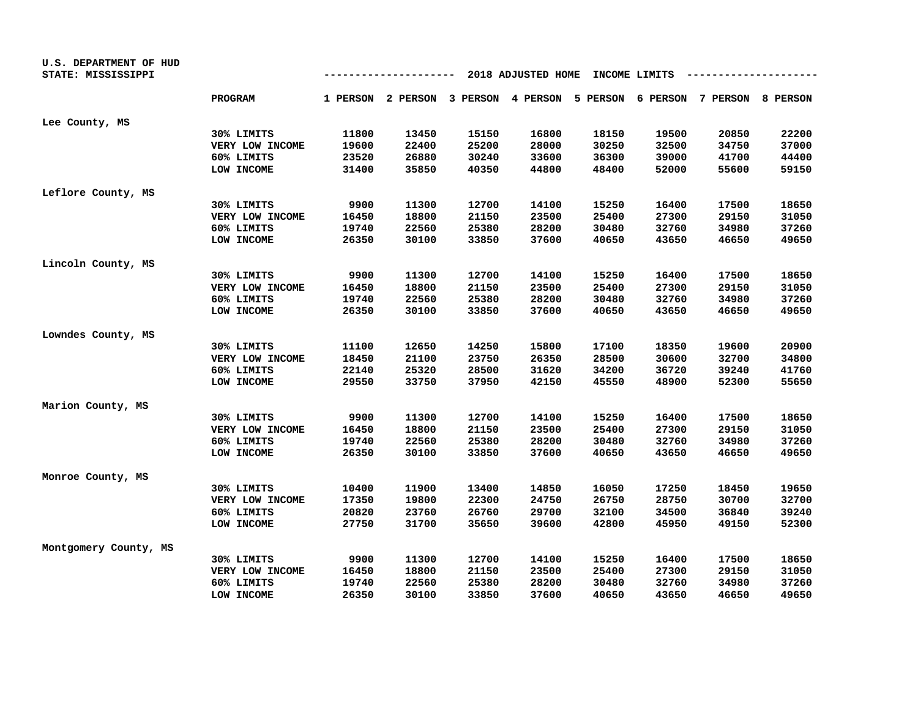U.S. DEPARTMENT OF HUD
STATE: MISSISSIPPI

## 2018 ADJUSTED HOME INCOME LIMITS

| | PROGRAM | 1 PERSON | 2 PERSON | 3 PERSON | 4 PERSON | 5 PERSON | 6 PERSON | 7 PERSON | 8 PERSON |
|---|---|---|---|---|---|---|---|---|---|
| Lee County, MS | | | | | | | | | |
| | 30% LIMITS | 11800 | 13450 | 15150 | 16800 | 18150 | 19500 | 20850 | 22200 |
| | VERY LOW INCOME | 19600 | 22400 | 25200 | 28000 | 30250 | 32500 | 34750 | 37000 |
| | 60% LIMITS | 23520 | 26880 | 30240 | 33600 | 36300 | 39000 | 41700 | 44400 |
| | LOW INCOME | 31400 | 35850 | 40350 | 44800 | 48400 | 52000 | 55600 | 59150 |
| Leflore County, MS | | | | | | | | | |
| | 30% LIMITS | 9900 | 11300 | 12700 | 14100 | 15250 | 16400 | 17500 | 18650 |
| | VERY LOW INCOME | 16450 | 18800 | 21150 | 23500 | 25400 | 27300 | 29150 | 31050 |
| | 60% LIMITS | 19740 | 22560 | 25380 | 28200 | 30480 | 32760 | 34980 | 37260 |
| | LOW INCOME | 26350 | 30100 | 33850 | 37600 | 40650 | 43650 | 46650 | 49650 |
| Lincoln County, MS | | | | | | | | | |
| | 30% LIMITS | 9900 | 11300 | 12700 | 14100 | 15250 | 16400 | 17500 | 18650 |
| | VERY LOW INCOME | 16450 | 18800 | 21150 | 23500 | 25400 | 27300 | 29150 | 31050 |
| | 60% LIMITS | 19740 | 22560 | 25380 | 28200 | 30480 | 32760 | 34980 | 37260 |
| | LOW INCOME | 26350 | 30100 | 33850 | 37600 | 40650 | 43650 | 46650 | 49650 |
| Lowndes County, MS | | | | | | | | | |
| | 30% LIMITS | 11100 | 12650 | 14250 | 15800 | 17100 | 18350 | 19600 | 20900 |
| | VERY LOW INCOME | 18450 | 21100 | 23750 | 26350 | 28500 | 30600 | 32700 | 34800 |
| | 60% LIMITS | 22140 | 25320 | 28500 | 31620 | 34200 | 36720 | 39240 | 41760 |
| | LOW INCOME | 29550 | 33750 | 37950 | 42150 | 45550 | 48900 | 52300 | 55650 |
| Marion County, MS | | | | | | | | | |
| | 30% LIMITS | 9900 | 11300 | 12700 | 14100 | 15250 | 16400 | 17500 | 18650 |
| | VERY LOW INCOME | 16450 | 18800 | 21150 | 23500 | 25400 | 27300 | 29150 | 31050 |
| | 60% LIMITS | 19740 | 22560 | 25380 | 28200 | 30480 | 32760 | 34980 | 37260 |
| | LOW INCOME | 26350 | 30100 | 33850 | 37600 | 40650 | 43650 | 46650 | 49650 |
| Monroe County, MS | | | | | | | | | |
| | 30% LIMITS | 10400 | 11900 | 13400 | 14850 | 16050 | 17250 | 18450 | 19650 |
| | VERY LOW INCOME | 17350 | 19800 | 22300 | 24750 | 26750 | 28750 | 30700 | 32700 |
| | 60% LIMITS | 20820 | 23760 | 26760 | 29700 | 32100 | 34500 | 36840 | 39240 |
| | LOW INCOME | 27750 | 31700 | 35650 | 39600 | 42800 | 45950 | 49150 | 52300 |
| Montgomery County, MS | | | | | | | | | |
| | 30% LIMITS | 9900 | 11300 | 12700 | 14100 | 15250 | 16400 | 17500 | 18650 |
| | VERY LOW INCOME | 16450 | 18800 | 21150 | 23500 | 25400 | 27300 | 29150 | 31050 |
| | 60% LIMITS | 19740 | 22560 | 25380 | 28200 | 30480 | 32760 | 34980 | 37260 |
| | LOW INCOME | 26350 | 30100 | 33850 | 37600 | 40650 | 43650 | 46650 | 49650 |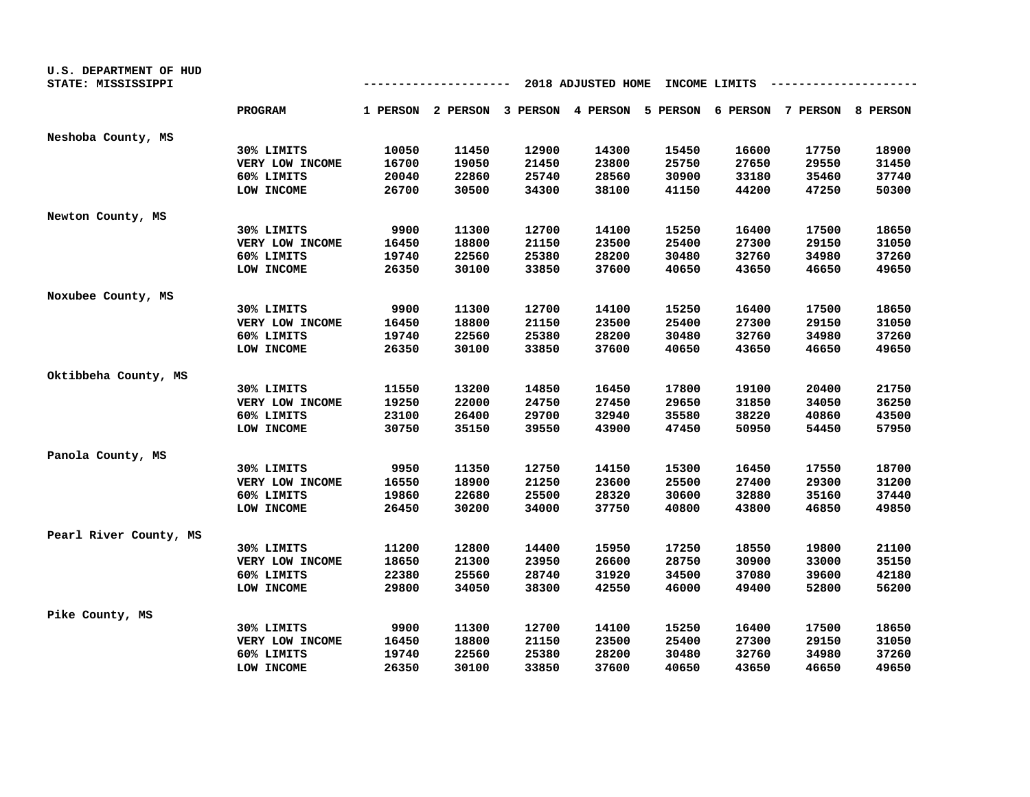U.S. DEPARTMENT OF HUD
STATE: MISSISSIPPI

2018 ADJUSTED HOME INCOME LIMITS

| | PROGRAM | 1 PERSON | 2 PERSON | 3 PERSON | 4 PERSON | 5 PERSON | 6 PERSON | 7 PERSON | 8 PERSON |
|---|---|---|---|---|---|---|---|---|---|
| Neshoba County, MS | | | | | | | | | |
| | 30% LIMITS | 10050 | 11450 | 12900 | 14300 | 15450 | 16600 | 17750 | 18900 |
| | VERY LOW INCOME | 16700 | 19050 | 21450 | 23800 | 25750 | 27650 | 29550 | 31450 |
| | 60% LIMITS | 20040 | 22860 | 25740 | 28560 | 30900 | 33180 | 35460 | 37740 |
| | LOW INCOME | 26700 | 30500 | 34300 | 38100 | 41150 | 44200 | 47250 | 50300 |
| Newton County, MS | | | | | | | | | |
| | 30% LIMITS | 9900 | 11300 | 12700 | 14100 | 15250 | 16400 | 17500 | 18650 |
| | VERY LOW INCOME | 16450 | 18800 | 21150 | 23500 | 25400 | 27300 | 29150 | 31050 |
| | 60% LIMITS | 19740 | 22560 | 25380 | 28200 | 30480 | 32760 | 34980 | 37260 |
| | LOW INCOME | 26350 | 30100 | 33850 | 37600 | 40650 | 43650 | 46650 | 49650 |
| Noxubee County, MS | | | | | | | | | |
| | 30% LIMITS | 9900 | 11300 | 12700 | 14100 | 15250 | 16400 | 17500 | 18650 |
| | VERY LOW INCOME | 16450 | 18800 | 21150 | 23500 | 25400 | 27300 | 29150 | 31050 |
| | 60% LIMITS | 19740 | 22560 | 25380 | 28200 | 30480 | 32760 | 34980 | 37260 |
| | LOW INCOME | 26350 | 30100 | 33850 | 37600 | 40650 | 43650 | 46650 | 49650 |
| Oktibbeha County, MS | | | | | | | | | |
| | 30% LIMITS | 11550 | 13200 | 14850 | 16450 | 17800 | 19100 | 20400 | 21750 |
| | VERY LOW INCOME | 19250 | 22000 | 24750 | 27450 | 29650 | 31850 | 34050 | 36250 |
| | 60% LIMITS | 23100 | 26400 | 29700 | 32940 | 35580 | 38220 | 40860 | 43500 |
| | LOW INCOME | 30750 | 35150 | 39550 | 43900 | 47450 | 50950 | 54450 | 57950 |
| Panola County, MS | | | | | | | | | |
| | 30% LIMITS | 9950 | 11350 | 12750 | 14150 | 15300 | 16450 | 17550 | 18700 |
| | VERY LOW INCOME | 16550 | 18900 | 21250 | 23600 | 25500 | 27400 | 29300 | 31200 |
| | 60% LIMITS | 19860 | 22680 | 25500 | 28320 | 30600 | 32880 | 35160 | 37440 |
| | LOW INCOME | 26450 | 30200 | 34000 | 37750 | 40800 | 43800 | 46850 | 49850 |
| Pearl River County, MS | | | | | | | | | |
| | 30% LIMITS | 11200 | 12800 | 14400 | 15950 | 17250 | 18550 | 19800 | 21100 |
| | VERY LOW INCOME | 18650 | 21300 | 23950 | 26600 | 28750 | 30900 | 33000 | 35150 |
| | 60% LIMITS | 22380 | 25560 | 28740 | 31920 | 34500 | 37080 | 39600 | 42180 |
| | LOW INCOME | 29800 | 34050 | 38300 | 42550 | 46000 | 49400 | 52800 | 56200 |
| Pike County, MS | | | | | | | | | |
| | 30% LIMITS | 9900 | 11300 | 12700 | 14100 | 15250 | 16400 | 17500 | 18650 |
| | VERY LOW INCOME | 16450 | 18800 | 21150 | 23500 | 25400 | 27300 | 29150 | 31050 |
| | 60% LIMITS | 19740 | 22560 | 25380 | 28200 | 30480 | 32760 | 34980 | 37260 |
| | LOW INCOME | 26350 | 30100 | 33850 | 37600 | 40650 | 43650 | 46650 | 49650 |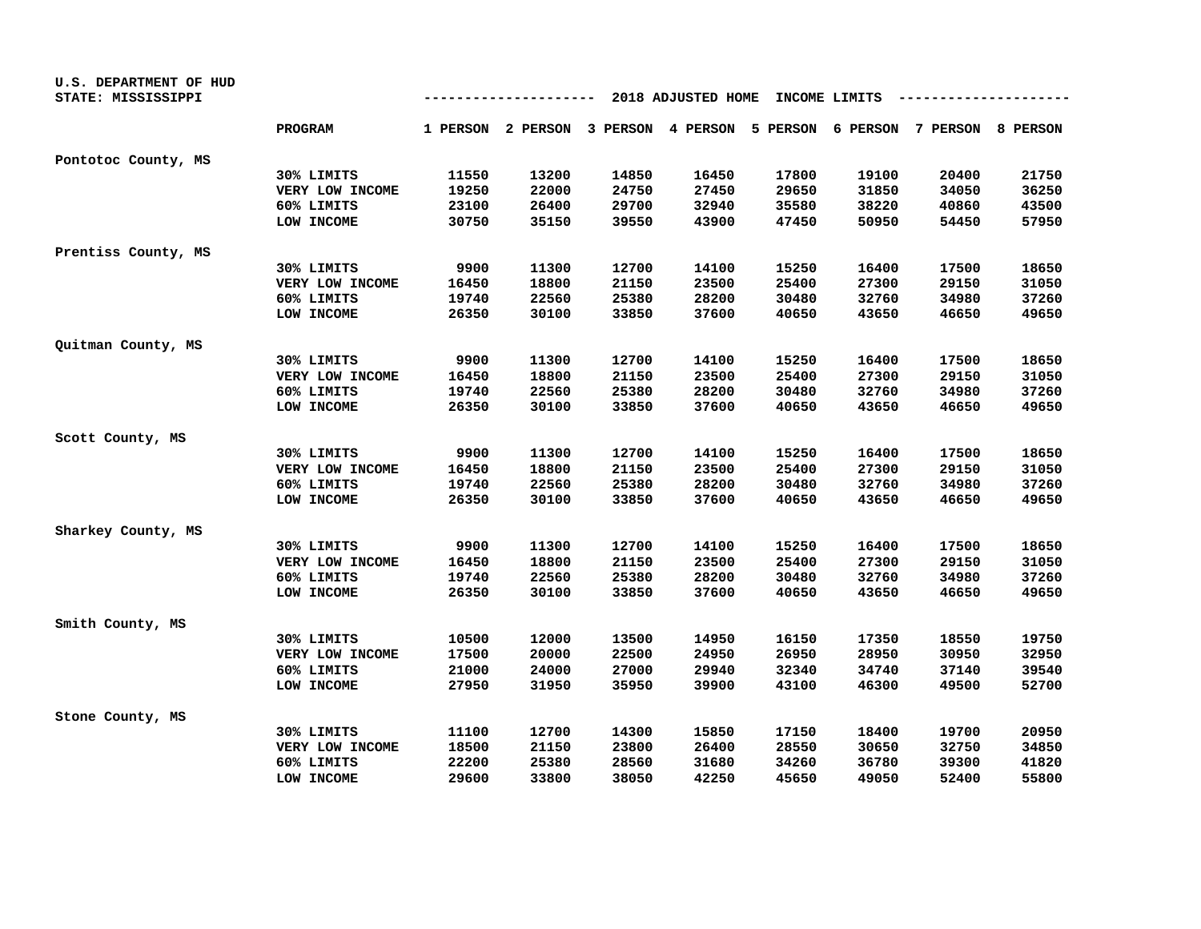U.S. DEPARTMENT OF HUD
STATE: MISSISSIPPI

## 2018 ADJUSTED HOME INCOME LIMITS

| | PROGRAM | 1 PERSON | 2 PERSON | 3 PERSON | 4 PERSON | 5 PERSON | 6 PERSON | 7 PERSON | 8 PERSON |
|---|---|---|---|---|---|---|---|---|---|
| Pontotoc County, MS | | | | | | | | | |
| | 30% LIMITS | 11550 | 13200 | 14850 | 16450 | 17800 | 19100 | 20400 | 21750 |
| | VERY LOW INCOME | 19250 | 22000 | 24750 | 27450 | 29650 | 31850 | 34050 | 36250 |
| | 60% LIMITS | 23100 | 26400 | 29700 | 32940 | 35580 | 38220 | 40860 | 43500 |
| | LOW INCOME | 30750 | 35150 | 39550 | 43900 | 47450 | 50950 | 54450 | 57950 |
| Prentiss County, MS | | | | | | | | | |
| | 30% LIMITS | 9900 | 11300 | 12700 | 14100 | 15250 | 16400 | 17500 | 18650 |
| | VERY LOW INCOME | 16450 | 18800 | 21150 | 23500 | 25400 | 27300 | 29150 | 31050 |
| | 60% LIMITS | 19740 | 22560 | 25380 | 28200 | 30480 | 32760 | 34980 | 37260 |
| | LOW INCOME | 26350 | 30100 | 33850 | 37600 | 40650 | 43650 | 46650 | 49650 |
| Quitman County, MS | | | | | | | | | |
| | 30% LIMITS | 9900 | 11300 | 12700 | 14100 | 15250 | 16400 | 17500 | 18650 |
| | VERY LOW INCOME | 16450 | 18800 | 21150 | 23500 | 25400 | 27300 | 29150 | 31050 |
| | 60% LIMITS | 19740 | 22560 | 25380 | 28200 | 30480 | 32760 | 34980 | 37260 |
| | LOW INCOME | 26350 | 30100 | 33850 | 37600 | 40650 | 43650 | 46650 | 49650 |
| Scott County, MS | | | | | | | | | |
| | 30% LIMITS | 9900 | 11300 | 12700 | 14100 | 15250 | 16400 | 17500 | 18650 |
| | VERY LOW INCOME | 16450 | 18800 | 21150 | 23500 | 25400 | 27300 | 29150 | 31050 |
| | 60% LIMITS | 19740 | 22560 | 25380 | 28200 | 30480 | 32760 | 34980 | 37260 |
| | LOW INCOME | 26350 | 30100 | 33850 | 37600 | 40650 | 43650 | 46650 | 49650 |
| Sharkey County, MS | | | | | | | | | |
| | 30% LIMITS | 9900 | 11300 | 12700 | 14100 | 15250 | 16400 | 17500 | 18650 |
| | VERY LOW INCOME | 16450 | 18800 | 21150 | 23500 | 25400 | 27300 | 29150 | 31050 |
| | 60% LIMITS | 19740 | 22560 | 25380 | 28200 | 30480 | 32760 | 34980 | 37260 |
| | LOW INCOME | 26350 | 30100 | 33850 | 37600 | 40650 | 43650 | 46650 | 49650 |
| Smith County, MS | | | | | | | | | |
| | 30% LIMITS | 10500 | 12000 | 13500 | 14950 | 16150 | 17350 | 18550 | 19750 |
| | VERY LOW INCOME | 17500 | 20000 | 22500 | 24950 | 26950 | 28950 | 30950 | 32950 |
| | 60% LIMITS | 21000 | 24000 | 27000 | 29940 | 32340 | 34740 | 37140 | 39540 |
| | LOW INCOME | 27950 | 31950 | 35950 | 39900 | 43100 | 46300 | 49500 | 52700 |
| Stone County, MS | | | | | | | | | |
| | 30% LIMITS | 11100 | 12700 | 14300 | 15850 | 17150 | 18400 | 19700 | 20950 |
| | VERY LOW INCOME | 18500 | 21150 | 23800 | 26400 | 28550 | 30650 | 32750 | 34850 |
| | 60% LIMITS | 22200 | 25380 | 28560 | 31680 | 34260 | 36780 | 39300 | 41820 |
| | LOW INCOME | 29600 | 33800 | 38050 | 42250 | 45650 | 49050 | 52400 | 55800 |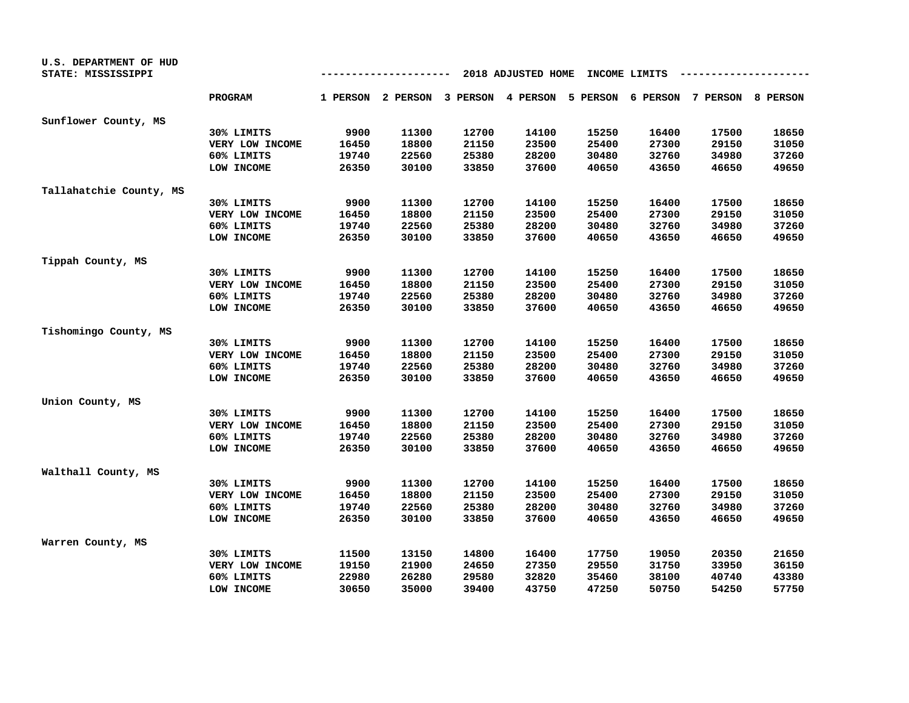U.S. DEPARTMENT OF HUD
STATE: MISSISSIPPI

## 2018 ADJUSTED HOME INCOME LIMITS

| | PROGRAM | 1 PERSON | 2 PERSON | 3 PERSON | 4 PERSON | 5 PERSON | 6 PERSON | 7 PERSON | 8 PERSON |
|---|---|---|---|---|---|---|---|---|---|
| Sunflower County, MS | | | | | | | | | |
| | 30% LIMITS | 9900 | 11300 | 12700 | 14100 | 15250 | 16400 | 17500 | 18650 |
| | VERY LOW INCOME | 16450 | 18800 | 21150 | 23500 | 25400 | 27300 | 29150 | 31050 |
| | 60% LIMITS | 19740 | 22560 | 25380 | 28200 | 30480 | 32760 | 34980 | 37260 |
| | LOW INCOME | 26350 | 30100 | 33850 | 37600 | 40650 | 43650 | 46650 | 49650 |
| Tallahatchie County, MS | | | | | | | | | |
| | 30% LIMITS | 9900 | 11300 | 12700 | 14100 | 15250 | 16400 | 17500 | 18650 |
| | VERY LOW INCOME | 16450 | 18800 | 21150 | 23500 | 25400 | 27300 | 29150 | 31050 |
| | 60% LIMITS | 19740 | 22560 | 25380 | 28200 | 30480 | 32760 | 34980 | 37260 |
| | LOW INCOME | 26350 | 30100 | 33850 | 37600 | 40650 | 43650 | 46650 | 49650 |
| Tippah County, MS | | | | | | | | | |
| | 30% LIMITS | 9900 | 11300 | 12700 | 14100 | 15250 | 16400 | 17500 | 18650 |
| | VERY LOW INCOME | 16450 | 18800 | 21150 | 23500 | 25400 | 27300 | 29150 | 31050 |
| | 60% LIMITS | 19740 | 22560 | 25380 | 28200 | 30480 | 32760 | 34980 | 37260 |
| | LOW INCOME | 26350 | 30100 | 33850 | 37600 | 40650 | 43650 | 46650 | 49650 |
| Tishomingo County, MS | | | | | | | | | |
| | 30% LIMITS | 9900 | 11300 | 12700 | 14100 | 15250 | 16400 | 17500 | 18650 |
| | VERY LOW INCOME | 16450 | 18800 | 21150 | 23500 | 25400 | 27300 | 29150 | 31050 |
| | 60% LIMITS | 19740 | 22560 | 25380 | 28200 | 30480 | 32760 | 34980 | 37260 |
| | LOW INCOME | 26350 | 30100 | 33850 | 37600 | 40650 | 43650 | 46650 | 49650 |
| Union County, MS | | | | | | | | | |
| | 30% LIMITS | 9900 | 11300 | 12700 | 14100 | 15250 | 16400 | 17500 | 18650 |
| | VERY LOW INCOME | 16450 | 18800 | 21150 | 23500 | 25400 | 27300 | 29150 | 31050 |
| | 60% LIMITS | 19740 | 22560 | 25380 | 28200 | 30480 | 32760 | 34980 | 37260 |
| | LOW INCOME | 26350 | 30100 | 33850 | 37600 | 40650 | 43650 | 46650 | 49650 |
| Walthall County, MS | | | | | | | | | |
| | 30% LIMITS | 9900 | 11300 | 12700 | 14100 | 15250 | 16400 | 17500 | 18650 |
| | VERY LOW INCOME | 16450 | 18800 | 21150 | 23500 | 25400 | 27300 | 29150 | 31050 |
| | 60% LIMITS | 19740 | 22560 | 25380 | 28200 | 30480 | 32760 | 34980 | 37260 |
| | LOW INCOME | 26350 | 30100 | 33850 | 37600 | 40650 | 43650 | 46650 | 49650 |
| Warren County, MS | | | | | | | | | |
| | 30% LIMITS | 11500 | 13150 | 14800 | 16400 | 17750 | 19050 | 20350 | 21650 |
| | VERY LOW INCOME | 19150 | 21900 | 24650 | 27350 | 29550 | 31750 | 33950 | 36150 |
| | 60% LIMITS | 22980 | 26280 | 29580 | 32820 | 35460 | 38100 | 40740 | 43380 |
| | LOW INCOME | 30650 | 35000 | 39400 | 43750 | 47250 | 50750 | 54250 | 57750 |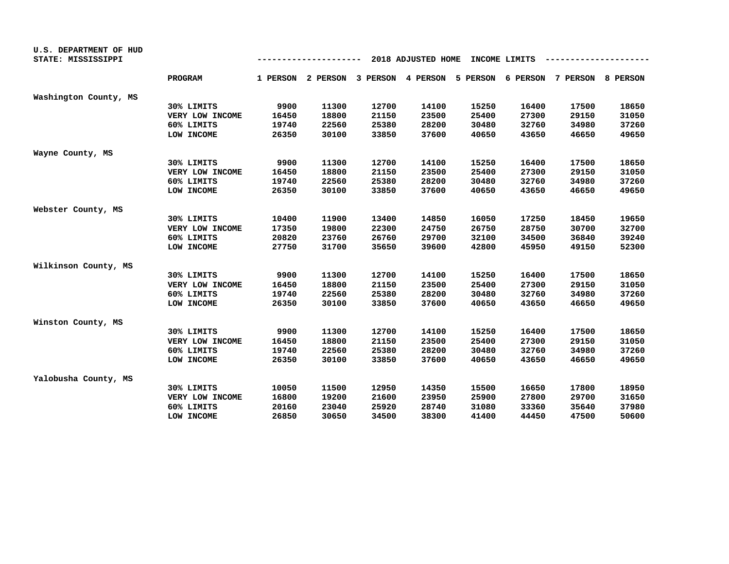U.S. DEPARTMENT OF HUD
STATE: MISSISSIPPI

## 2018 ADJUSTED HOME INCOME LIMITS

| | PROGRAM | 1 PERSON | 2 PERSON | 3 PERSON | 4 PERSON | 5 PERSON | 6 PERSON | 7 PERSON | 8 PERSON |
|---|---|---|---|---|---|---|---|---|---|
| Washington County, MS | | | | | | | | | |
| | 30% LIMITS | 9900 | 11300 | 12700 | 14100 | 15250 | 16400 | 17500 | 18650 |
| | VERY LOW INCOME | 16450 | 18800 | 21150 | 23500 | 25400 | 27300 | 29150 | 31050 |
| | 60% LIMITS | 19740 | 22560 | 25380 | 28200 | 30480 | 32760 | 34980 | 37260 |
| | LOW INCOME | 26350 | 30100 | 33850 | 37600 | 40650 | 43650 | 46650 | 49650 |
| Wayne County, MS | | | | | | | | | |
| | 30% LIMITS | 9900 | 11300 | 12700 | 14100 | 15250 | 16400 | 17500 | 18650 |
| | VERY LOW INCOME | 16450 | 18800 | 21150 | 23500 | 25400 | 27300 | 29150 | 31050 |
| | 60% LIMITS | 19740 | 22560 | 25380 | 28200 | 30480 | 32760 | 34980 | 37260 |
| | LOW INCOME | 26350 | 30100 | 33850 | 37600 | 40650 | 43650 | 46650 | 49650 |
| Webster County, MS | | | | | | | | | |
| | 30% LIMITS | 10400 | 11900 | 13400 | 14850 | 16050 | 17250 | 18450 | 19650 |
| | VERY LOW INCOME | 17350 | 19800 | 22300 | 24750 | 26750 | 28750 | 30700 | 32700 |
| | 60% LIMITS | 20820 | 23760 | 26760 | 29700 | 32100 | 34500 | 36840 | 39240 |
| | LOW INCOME | 27750 | 31700 | 35650 | 39600 | 42800 | 45950 | 49150 | 52300 |
| Wilkinson County, MS | | | | | | | | | |
| | 30% LIMITS | 9900 | 11300 | 12700 | 14100 | 15250 | 16400 | 17500 | 18650 |
| | VERY LOW INCOME | 16450 | 18800 | 21150 | 23500 | 25400 | 27300 | 29150 | 31050 |
| | 60% LIMITS | 19740 | 22560 | 25380 | 28200 | 30480 | 32760 | 34980 | 37260 |
| | LOW INCOME | 26350 | 30100 | 33850 | 37600 | 40650 | 43650 | 46650 | 49650 |
| Winston County, MS | | | | | | | | | |
| | 30% LIMITS | 9900 | 11300 | 12700 | 14100 | 15250 | 16400 | 17500 | 18650 |
| | VERY LOW INCOME | 16450 | 18800 | 21150 | 23500 | 25400 | 27300 | 29150 | 31050 |
| | 60% LIMITS | 19740 | 22560 | 25380 | 28200 | 30480 | 32760 | 34980 | 37260 |
| | LOW INCOME | 26350 | 30100 | 33850 | 37600 | 40650 | 43650 | 46650 | 49650 |
| Yalobusha County, MS | | | | | | | | | |
| | 30% LIMITS | 10050 | 11500 | 12950 | 14350 | 15500 | 16650 | 17800 | 18950 |
| | VERY LOW INCOME | 16800 | 19200 | 21600 | 23950 | 25900 | 27800 | 29700 | 31650 |
| | 60% LIMITS | 20160 | 23040 | 25920 | 28740 | 31080 | 33360 | 35640 | 37980 |
| | LOW INCOME | 26850 | 30650 | 34500 | 38300 | 41400 | 44450 | 47500 | 50600 |